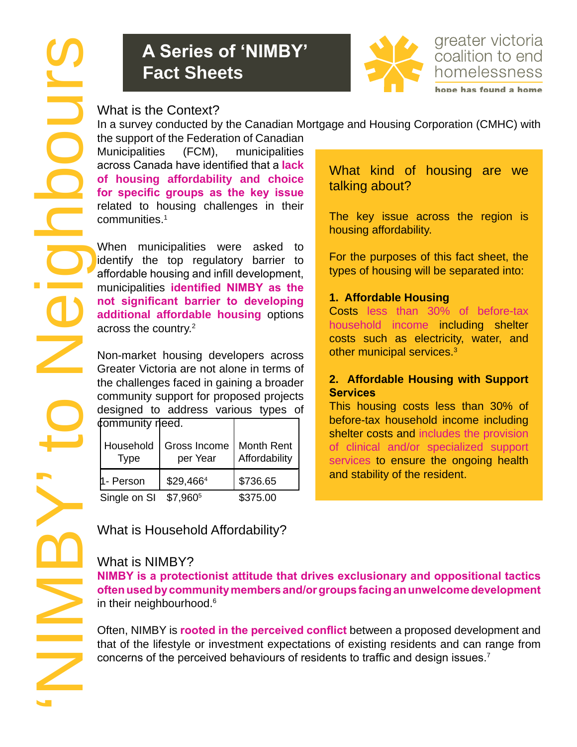# A Series of 'NIMBY' Fact Sheets

greater victoria coalition to end homelessness

hope has found a home

'NIMBY' to Neighbours

## What is the Context?

In a survey conducted by the Canadian Mortgage and Housing Corporation (CMHC) with the support of the Federation of Canadian Municipalities (FCM), municipalities across Canada have identified that a **lack of housing affordability and choice for specific groups as the key issue** related to housing challenges in their communities.[1]

When municipalities were asked to identify the top regulatory barrier to affordable housing and infill development, municipalities **identified NIMBY as the not significant barrier to developing additional affordable housing** options across the country.[2]

Non-market housing developers across Greater Victoria are not alone in terms of the challenges faced in gaining a broader community support for proposed projects designed to address various types of community need.

### What kind of housing are we talking about?

The key issue across the region is housing affordability.

For the purposes of this fact sheet, the types of housing will be separated into:

**1. Affordable Housing**
Costs less than 30% of before-tax household income including shelter costs such as electricity, water, and other municipal services.[3]

**2. Affordable Housing with Support Services**
This housing costs less than 30% of before-tax household income including shelter costs and includes the provision of clinical and/or specialized support services to ensure the ongoing health and stability of the resident.

| Household Type | Gross Income per Year | Month Rent Affordability |
|---|---|---|
| 1- Person | $29,466[4] | $736.65 |
| Single on SI | $7,960[5] | $375.00 |

## What is Household Affordability?

## What is NIMBY?

**NIMBY is a protectionist attitude that drives exclusionary and oppositional tactics often used by community members and/or groups facing an unwelcome development** in their neighbourhood.[6]

Often, NIMBY is **rooted in the perceived conflict** between a proposed development and that of the lifestyle or investment expectations of existing residents and can range from concerns of the perceived behaviours of residents to traffic and design issues.[7]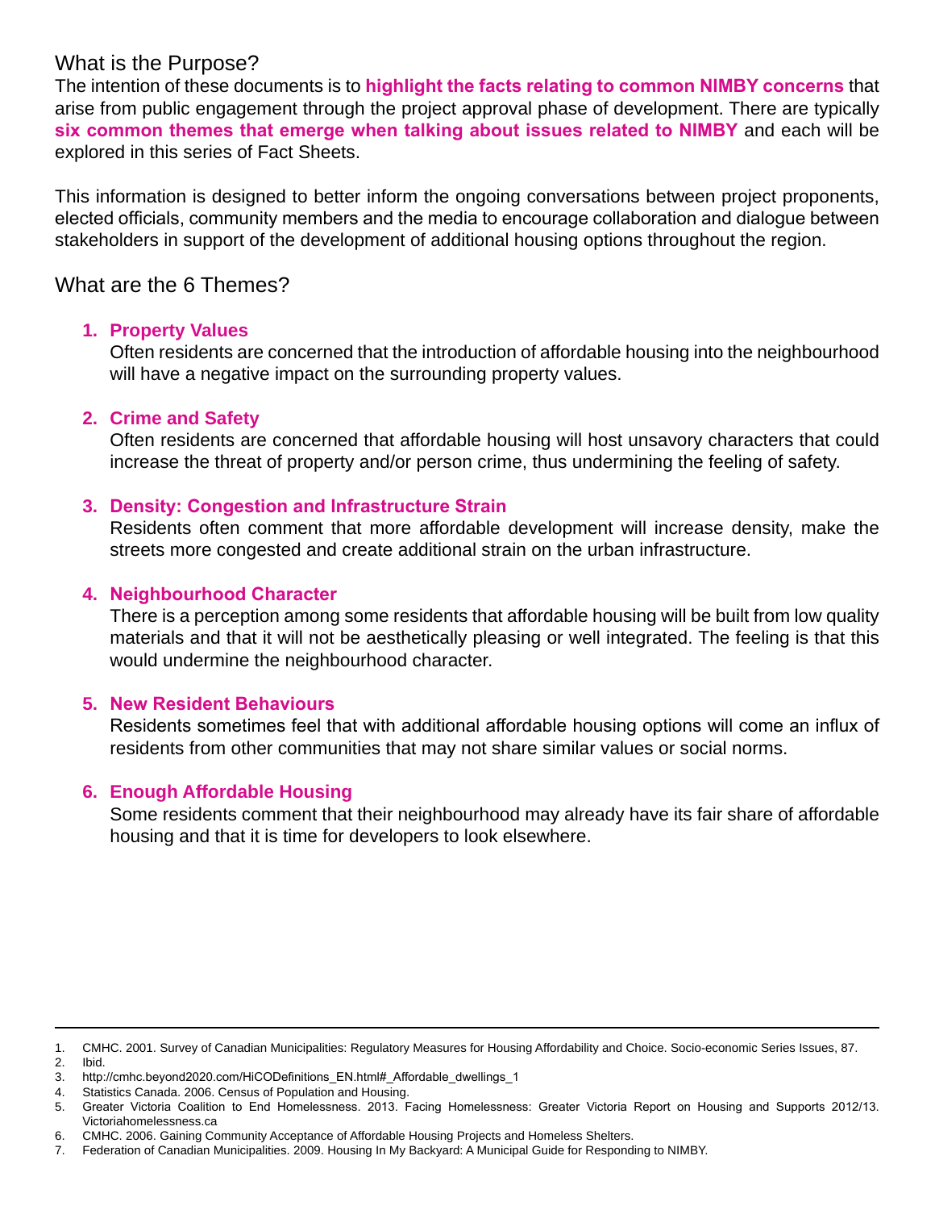## What is the Purpose?

The intention of these documents is to **highlight the facts relating to common NIMBY concerns** that arise from public engagement through the project approval phase of development. There are typically **six common themes that emerge when talking about issues related to NIMBY** and each will be explored in this series of Fact Sheets.

This information is designed to better inform the ongoing conversations between project proponents, elected officials, community members and the media to encourage collaboration and dialogue between stakeholders in support of the development of additional housing options throughout the region.

## What are the 6 Themes?

1. **Property Values**
   Often residents are concerned that the introduction of affordable housing into the neighbourhood will have a negative impact on the surrounding property values.

2. **Crime and Safety**
   Often residents are concerned that affordable housing will host unsavory characters that could increase the threat of property and/or person crime, thus undermining the feeling of safety.

3. **Density: Congestion and Infrastructure Strain**
   Residents often comment that more affordable development will increase density, make the streets more congested and create additional strain on the urban infrastructure.

4. **Neighbourhood Character**
   There is a perception among some residents that affordable housing will be built from low quality materials and that it will not be aesthetically pleasing or well integrated. The feeling is that this would undermine the neighbourhood character.

5. **New Resident Behaviours**
   Residents sometimes feel that with additional affordable housing options will come an influx of residents from other communities that may not share similar values or social norms.

6. **Enough Affordable Housing**
   Some residents comment that their neighbourhood may already have its fair share of affordable housing and that it is time for developers to look elsewhere.

---

1. CMHC. 2001. Survey of Canadian Municipalities: Regulatory Measures for Housing Affordability and Choice. Socio-economic Series Issues, 87.
2. Ibid.
3. http://cmhc.beyond2020.com/HiCODefinitions_EN.html#_Affordable_dwellings_1
4. Statistics Canada. 2006. Census of Population and Housing.
5. Greater Victoria Coalition to End Homelessness. 2013. Facing Homelessness: Greater Victoria Report on Housing and Supports 2012/13. Victoriahomelessness.ca
6. CMHC. 2006. Gaining Community Acceptance of Affordable Housing Projects and Homeless Shelters.
7. Federation of Canadian Municipalities. 2009. Housing In My Backyard: A Municipal Guide for Responding to NIMBY.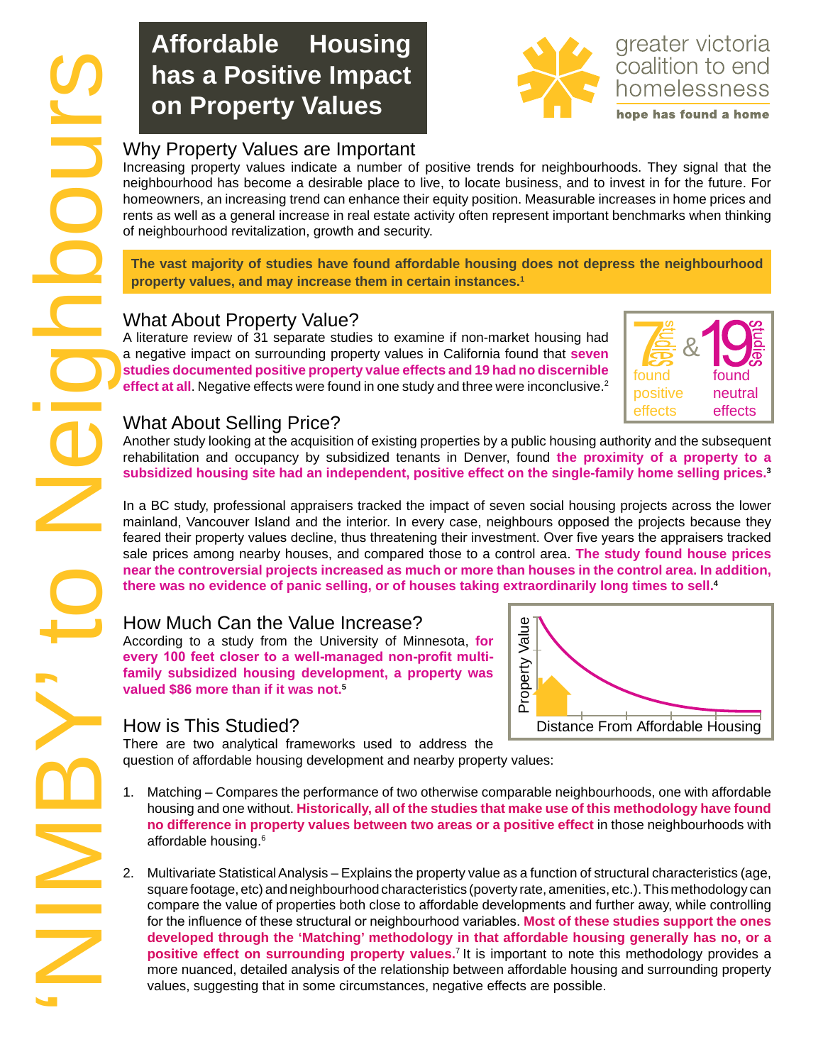# Affordable Housing has a Positive Impact on Property Values

greater victoria coalition to end homelessness

hope has found a home

'NIMBY' to Neighbours

## Why Property Values are Important

Increasing property values indicate a number of positive trends for neighbourhoods. They signal that the neighbourhood has become a desirable place to live, to locate business, and to invest in for the future. For homeowners, an increasing trend can enhance their equity position. Measurable increases in home prices and rents as well as a general increase in real estate activity often represent important benchmarks when thinking of neighbourhood revitalization, growth and security.

**The vast majority of studies have found affordable housing does not depress the neighbourhood property values, and may increase them in certain instances.[1]**

## What About Property Value?

A literature review of 31 separate studies to examine if non-market housing had a negative impact on surrounding property values in California found that **seven studies documented positive property value effects and 19 had no discernible effect at all**. Negative effects were found in one study and three were inconclusive.[2]

7 studies found positive effects & 19 studies found neutral effects

## What About Selling Price?

Another study looking at the acquisition of existing properties by a public housing authority and the subsequent rehabilitation and occupancy by subsidized tenants in Denver, found **the proximity of a property to a subsidized housing site had an independent, positive effect on the single-family home selling prices.[3]**

In a BC study, professional appraisers tracked the impact of seven social housing projects across the lower mainland, Vancouver Island and the interior. In every case, neighbours opposed the projects because they feared their property values decline, thus threatening their investment. Over five years the appraisers tracked sale prices among nearby houses, and compared those to a control area. **The study found house prices near the controversial projects increased as much or more than houses in the control area. In addition, there was no evidence of panic selling, or of houses taking extraordinarily long times to sell.[4]**

## How Much Can the Value Increase?

According to a study from the University of Minnesota, **for every 100 feet closer to a well-managed non-profit multi-family subsidized housing development, a property was valued $86 more than if it was not.[5]**

Property Value

Distance From Affordable Housing

## How is This Studied?

There are two analytical frameworks used to address the question of affordable housing development and nearby property values:

1. Matching – Compares the performance of two otherwise comparable neighbourhoods, one with affordable housing and one without. **Historically, all of the studies that make use of this methodology have found no difference in property values between two areas or a positive effect** in those neighbourhoods with affordable housing.[6]

2. Multivariate Statistical Analysis – Explains the property value as a function of structural characteristics (age, square footage, etc) and neighbourhood characteristics (poverty rate, amenities, etc.). This methodology can compare the value of properties both close to affordable developments and further away, while controlling for the influence of these structural or neighbourhood variables. **Most of these studies support the ones developed through the 'Matching' methodology in that affordable housing generally has no, or a positive effect on surrounding property values.[7]** It is important to note this methodology provides a more nuanced, detailed analysis of the relationship between affordable housing and surrounding property values, suggesting that in some circumstances, negative effects are possible.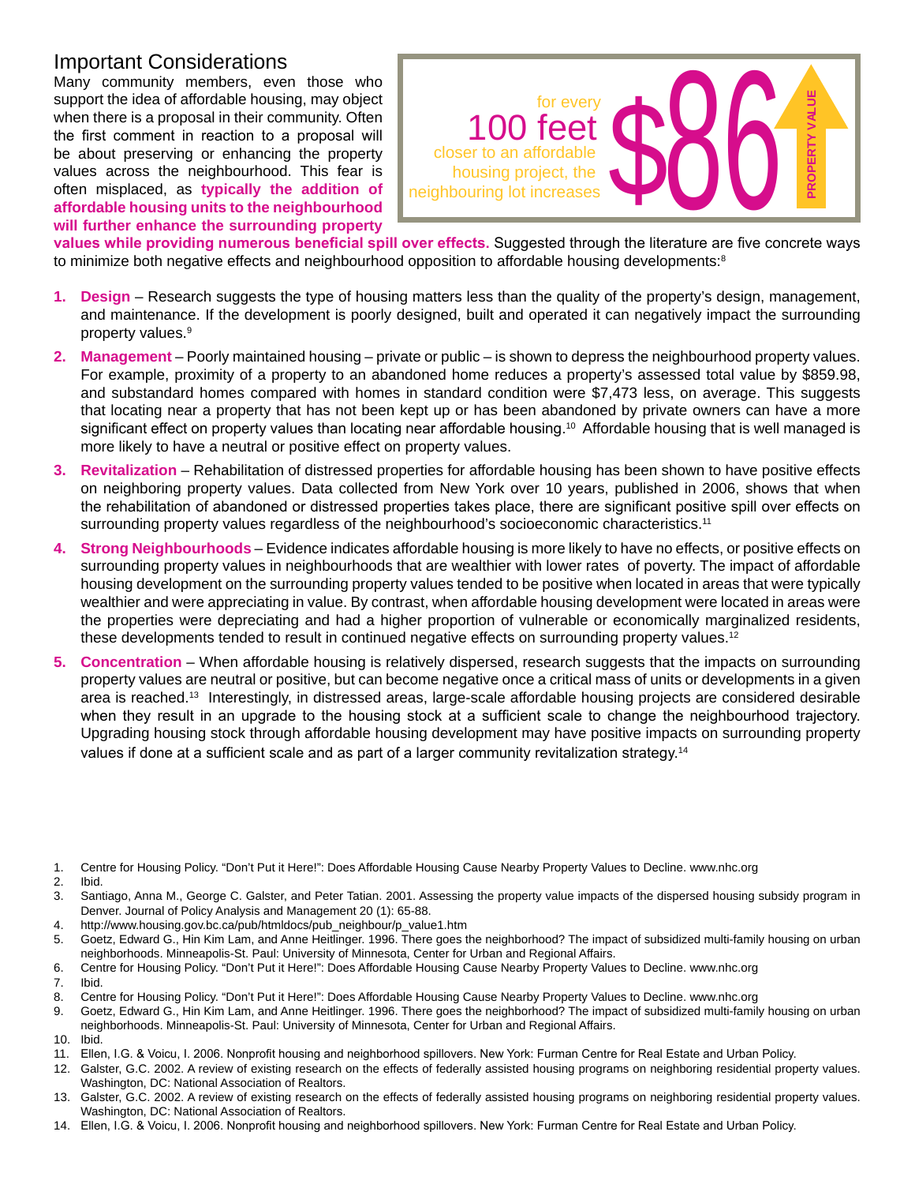## Important Considerations

Many community members, even those who support the idea of affordable housing, may object when there is a proposal in their community. Often the first comment in reaction to a proposal will be about preserving or enhancing the property values across the neighbourhood. This fear is often misplaced, as **typically the addition of affordable housing units to the neighbourhood will further enhance the surrounding property values while providing numerous beneficial spill over effects.** Suggested through the literature are five concrete ways to minimize both negative effects and neighbourhood opposition to affordable housing developments:[8]

> for every **100 feet** closer to an affordable housing project, the neighbouring lot increases **$86** ↑ PROPERTY VALUE

1. **Design** – Research suggests the type of housing matters less than the quality of the property's design, management, and maintenance. If the development is poorly designed, built and operated it can negatively impact the surrounding property values.[9]
2. **Management** – Poorly maintained housing – private or public – is shown to depress the neighbourhood property values. For example, proximity of a property to an abandoned home reduces a property's assessed total value by $859.98, and substandard homes compared with homes in standard condition were $7,473 less, on average. This suggests that locating near a property that has not been kept up or has been abandoned by private owners can have a more significant effect on property values than locating near affordable housing.[10] Affordable housing that is well managed is more likely to have a neutral or positive effect on property values.
3. **Revitalization** – Rehabilitation of distressed properties for affordable housing has been shown to have positive effects on neighboring property values. Data collected from New York over 10 years, published in 2006, shows that when the rehabilitation of abandoned or distressed properties takes place, there are significant positive spill over effects on surrounding property values regardless of the neighbourhood's socioeconomic characteristics.[11]
4. **Strong Neighbourhoods** – Evidence indicates affordable housing is more likely to have no effects, or positive effects on surrounding property values in neighbourhoods that are wealthier with lower rates of poverty. The impact of affordable housing development on the surrounding property values tended to be positive when located in areas that were typically wealthier and were appreciating in value. By contrast, when affordable housing development were located in areas were the properties were depreciating and had a higher proportion of vulnerable or economically marginalized residents, these developments tended to result in continued negative effects on surrounding property values.[12]
5. **Concentration** – When affordable housing is relatively dispersed, research suggests that the impacts on surrounding property values are neutral or positive, but can become negative once a critical mass of units or developments in a given area is reached.[13] Interestingly, in distressed areas, large-scale affordable housing projects are considered desirable when they result in an upgrade to the housing stock at a sufficient scale to change the neighbourhood trajectory. Upgrading housing stock through affordable housing development may have positive impacts on surrounding property values if done at a sufficient scale and as part of a larger community revitalization strategy.[14]

---

1. Centre for Housing Policy. "Don't Put it Here!": Does Affordable Housing Cause Nearby Property Values to Decline. www.nhc.org
2. Ibid.
3. Santiago, Anna M., George C. Galster, and Peter Tatian. 2001. Assessing the property value impacts of the dispersed housing subsidy program in Denver. Journal of Policy Analysis and Management 20 (1): 65-88.
4. http://www.housing.gov.bc.ca/pub/htmldocs/pub_neighbour/p_value1.htm
5. Goetz, Edward G., Hin Kim Lam, and Anne Heitlinger. 1996. There goes the neighborhood? The impact of subsidized multi-family housing on urban neighborhoods. Minneapolis-St. Paul: University of Minnesota, Center for Urban and Regional Affairs.
6. Centre for Housing Policy. "Don't Put it Here!": Does Affordable Housing Cause Nearby Property Values to Decline. www.nhc.org
7. Ibid.
8. Centre for Housing Policy. "Don't Put it Here!": Does Affordable Housing Cause Nearby Property Values to Decline. www.nhc.org
9. Goetz, Edward G., Hin Kim Lam, and Anne Heitlinger. 1996. There goes the neighborhood? The impact of subsidized multi-family housing on urban neighborhoods. Minneapolis-St. Paul: University of Minnesota, Center for Urban and Regional Affairs.
10. Ibid.
11. Ellen, I.G. & Voicu, I. 2006. Nonprofit housing and neighborhood spillovers. New York: Furman Centre for Real Estate and Urban Policy.
12. Galster, G.C. 2002. A review of existing research on the effects of federally assisted housing programs on neighboring residential property values. Washington, DC: National Association of Realtors.
13. Galster, G.C. 2002. A review of existing research on the effects of federally assisted housing programs on neighboring residential property values. Washington, DC: National Association of Realtors.
14. Ellen, I.G. & Voicu, I. 2006. Nonprofit housing and neighborhood spillovers. New York: Furman Centre for Real Estate and Urban Policy.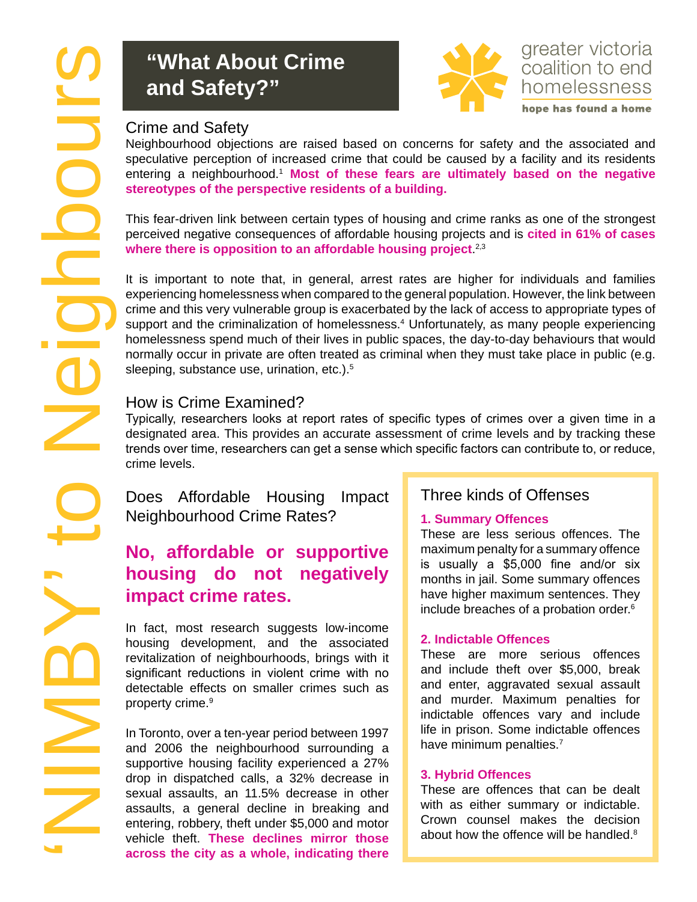# "What About Crime and Safety?"

greater victoria coalition to end homelessness

hope has found a home

## Crime and Safety

Neighbourhood objections are raised based on concerns for safety and the associated and speculative perception of increased crime that could be caused by a facility and its residents entering a neighbourhood.[1] **Most of these fears are ultimately based on the negative stereotypes of the perspective residents of a building.**

This fear-driven link between certain types of housing and crime ranks as one of the strongest perceived negative consequences of affordable housing projects and is **cited in 61% of cases where there is opposition to an affordable housing project**.[2,3]

It is important to note that, in general, arrest rates are higher for individuals and families experiencing homelessness when compared to the general population. However, the link between crime and this very vulnerable group is exacerbated by the lack of access to appropriate types of support and the criminalization of homelessness.[4] Unfortunately, as many people experiencing homelessness spend much of their lives in public spaces, the day-to-day behaviours that would normally occur in private are often treated as criminal when they must take place in public (e.g. sleeping, substance use, urination, etc.).[5]

## How is Crime Examined?

Typically, researchers looks at report rates of specific types of crimes over a given time in a designated area. This provides an accurate assessment of crime levels and by tracking these trends over time, researchers can get a sense which specific factors can contribute to, or reduce, crime levels.

## Does Affordable Housing Impact Neighbourhood Crime Rates?

### No, affordable or supportive housing do not negatively impact crime rates.

In fact, most research suggests low-income housing development, and the associated revitalization of neighbourhoods, brings with it significant reductions in violent crime with no detectable effects on smaller crimes such as property crime.[9]

In Toronto, over a ten-year period between 1997 and 2006 the neighbourhood surrounding a supportive housing facility experienced a 27% drop in dispatched calls, a 32% decrease in sexual assaults, an 11.5% decrease in other assaults, a general decline in breaking and entering, robbery, theft under $5,000 and motor vehicle theft. **These declines mirror those across the city as a whole, indicating there**

## Three kinds of Offenses

**1. Summary Offences**

These are less serious offences. The maximum penalty for a summary offence is usually a $5,000 fine and/or six months in jail. Some summary offences have higher maximum sentences. They include breaches of a probation order.[6]

**2. Indictable Offences**

These are more serious offences and include theft over $5,000, break and enter, aggravated sexual assault and murder. Maximum penalties for indictable offences vary and include life in prison. Some indictable offences have minimum penalties.[7]

**3. Hybrid Offences**

These are offences that can be dealt with as either summary or indictable. Crown counsel makes the decision about how the offence will be handled.[8]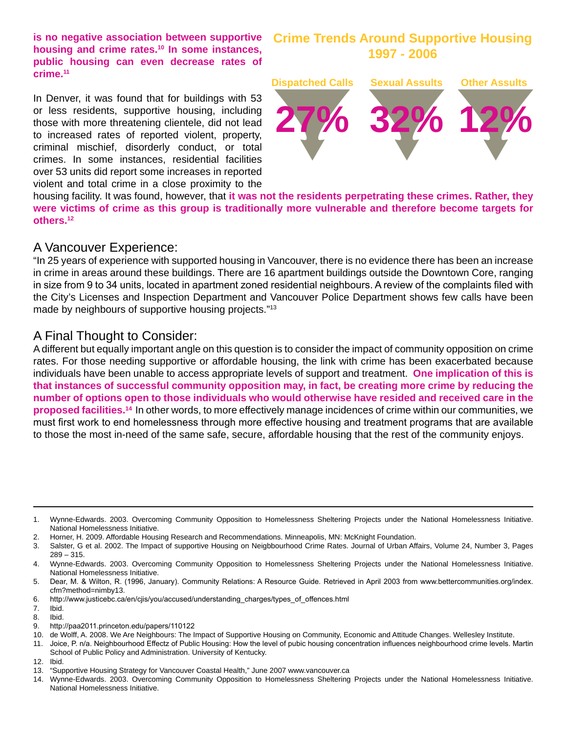**is no negative association between supportive housing and crime rates.[10] In some instances, public housing can even decrease rates of crime.[11]**

In Denver, it was found that for buildings with 53 or less residents, supportive housing, including those with more threatening clientele, did not lead to increased rates of reported violent, property, criminal mischief, disorderly conduct, or total crimes. In some instances, residential facilities over 53 units did report some increases in reported violent and total crime in a close proximity to the housing facility. It was found, however, that **it was not the residents perpetrating these crimes. Rather, they were victims of crime as this group is traditionally more vulnerable and therefore become targets for others.[12]**

## Crime Trends Around Supportive Housing 1997 - 2006

| Dispatched Calls | Sexual Assults | Other Assults |
|---|---|---|
| 27% | 32% | 12% |

## A Vancouver Experience:

"In 25 years of experience with supported housing in Vancouver, there is no evidence there has been an increase in crime in areas around these buildings. There are 16 apartment buildings outside the Downtown Core, ranging in size from 9 to 34 units, located in apartment zoned residential neighbours. A review of the complaints filed with the City's Licenses and Inspection Department and Vancouver Police Department shows few calls have been made by neighbours of supportive housing projects."[13]

## A Final Thought to Consider:

A different but equally important angle on this question is to consider the impact of community opposition on crime rates. For those needing supportive or affordable housing, the link with crime has been exacerbated because individuals have been unable to access appropriate levels of support and treatment. **One implication of this is that instances of successful community opposition may, in fact, be creating more crime by reducing the number of options open to those individuals who would otherwise have resided and received care in the proposed facilities.[14]** In other words, to more effectively manage incidences of crime within our communities, we must first work to end homelessness through more effective housing and treatment programs that are available to those the most in-need of the same safe, secure, affordable housing that the rest of the community enjoys.

---

1. Wynne-Edwards. 2003. Overcoming Community Opposition to Homelessness Sheltering Projects under the National Homelessness Initiative. National Homelessness Initiative.
2. Horner, H. 2009. Affordable Housing Research and Recommendations. Minneapolis, MN: McKnight Foundation.
3. Salster, G et al. 2002. The Impact of supportive Housing on Neigbbourhood Crime Rates. Journal of Urban Affairs, Volume 24, Number 3, Pages 289 – 315.
4. Wynne-Edwards. 2003. Overcoming Community Opposition to Homelessness Sheltering Projects under the National Homelessness Initiative. National Homelessness Initiative.
5. Dear, M. & Wilton, R. (1996, January). Community Relations: A Resource Guide. Retrieved in April 2003 from www.bettercommunities.org/index.cfm?method=nimby13.
6. http://www.justicebc.ca/en/cjis/you/accused/understanding_charges/types_of_offences.html
7. Ibid.
8. Ibid.
9. http://paa2011.princeton.edu/papers/110122
10. de Wolff, A. 2008. We Are Neighbours: The Impact of Supportive Housing on Community, Economic and Attitude Changes. Wellesley Institute.
11. Joice, P. n/a. Neighbourhood Effectz of Public Housing: How the level of pubic housing concentration influences neighbourhood crime levels. Martin School of Public Policy and Administration. University of Kentucky.
12. Ibid.
13. "Supportive Housing Strategy for Vancouver Coastal Health," June 2007 www.vancouver.ca
14. Wynne-Edwards. 2003. Overcoming Community Opposition to Homelessness Sheltering Projects under the National Homelessness Initiative. National Homelessness Initiative.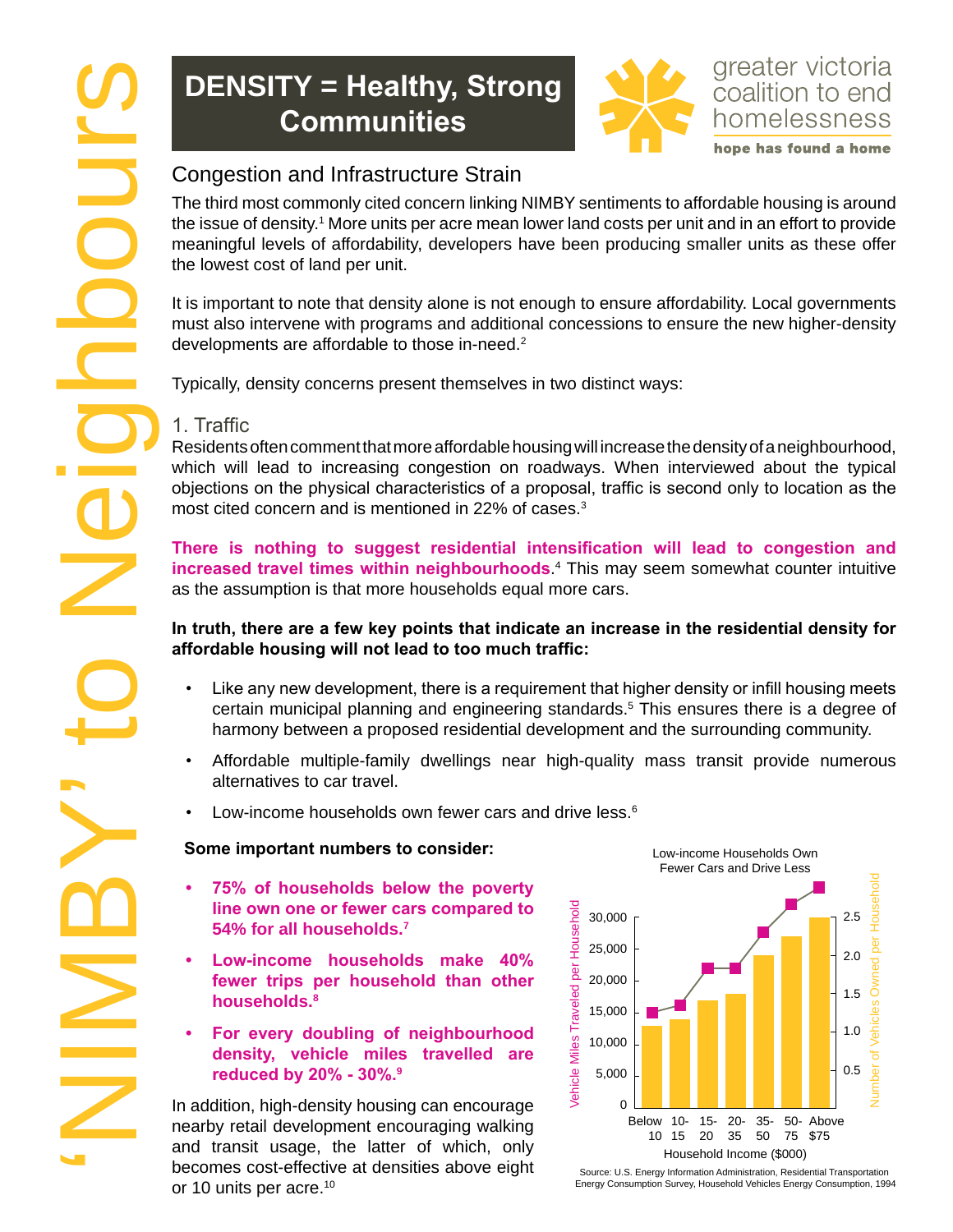# DENSITY = Healthy, Strong Communities

## Congestion and Infrastructure Strain

The third most commonly cited concern linking NIMBY sentiments to affordable housing is around the issue of density.[1] More units per acre mean lower land costs per unit and in an effort to provide meaningful levels of affordability, developers have been producing smaller units as these offer the lowest cost of land per unit.

It is important to note that density alone is not enough to ensure affordability. Local governments must also intervene with programs and additional concessions to ensure the new higher-density developments are affordable to those in-need.[2]

Typically, density concerns present themselves in two distinct ways:

### 1. Traffic

Residents often comment that more affordable housing will increase the density of a neighbourhood, which will lead to increasing congestion on roadways. When interviewed about the typical objections on the physical characteristics of a proposal, traffic is second only to location as the most cited concern and is mentioned in 22% of cases.[3]

**There is nothing to suggest residential intensification will lead to congestion and increased travel times within neighbourhoods**.[4] This may seem somewhat counter intuitive as the assumption is that more households equal more cars.

**In truth, there are a few key points that indicate an increase in the residential density for affordable housing will not lead to too much traffic:**

- Like any new development, there is a requirement that higher density or infill housing meets certain municipal planning and engineering standards.[5] This ensures there is a degree of harmony between a proposed residential development and the surrounding community.
- Affordable multiple-family dwellings near high-quality mass transit provide numerous alternatives to car travel.
- Low-income households own fewer cars and drive less.[6]

**Some important numbers to consider:**

- **75% of households below the poverty line own one or fewer cars compared to 54% for all households.**[7]
- **Low-income households make 40% fewer trips per household than other households.**[8]
- **For every doubling of neighbourhood density, vehicle miles travelled are reduced by 20% - 30%.**[9]

In addition, high-density housing can encourage nearby retail development encouraging walking and transit usage, the latter of which, only becomes cost-effective at densities above eight or 10 units per acre.[10]

Low-income Households Own Fewer Cars and Drive Less

Source: U.S. Energy Information Administration, Residential Transportation Energy Consumption Survey, Household Vehicles Energy Consumption, 1994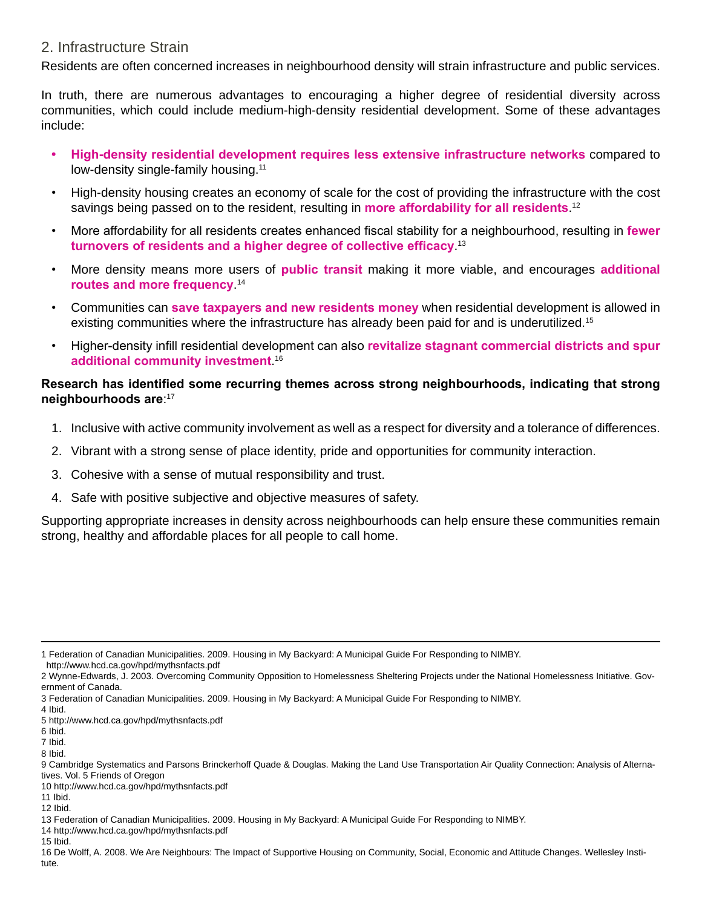## 2. Infrastructure Strain

Residents are often concerned increases in neighbourhood density will strain infrastructure and public services.

In truth, there are numerous advantages to encouraging a higher degree of residential diversity across communities, which could include medium-high-density residential development. Some of these advantages include:

- **High-density residential development requires less extensive infrastructure networks** compared to low-density single-family housing.[11]
- High-density housing creates an economy of scale for the cost of providing the infrastructure with the cost savings being passed on to the resident, resulting in **more affordability for all residents**.[12]
- More affordability for all residents creates enhanced fiscal stability for a neighbourhood, resulting in **fewer turnovers of residents and a higher degree of collective efficacy**.[13]
- More density means more users of **public transit** making it more viable, and encourages **additional routes and more frequency**.[14]
- Communities can **save taxpayers and new residents money** when residential development is allowed in existing communities where the infrastructure has already been paid for and is underutilized.[15]
- Higher-density infill residential development can also **revitalize stagnant commercial districts and spur additional community investment**.[16]

**Research has identified some recurring themes across strong neighbourhoods, indicating that strong neighbourhoods are**:[17]

1. Inclusive with active community involvement as well as a respect for diversity and a tolerance of differences.
2. Vibrant with a strong sense of place identity, pride and opportunities for community interaction.
3. Cohesive with a sense of mutual responsibility and trust.
4. Safe with positive subjective and objective measures of safety.

Supporting appropriate increases in density across neighbourhoods can help ensure these communities remain strong, healthy and affordable places for all people to call home.

---

1 Federation of Canadian Municipalities. 2009. Housing in My Backyard: A Municipal Guide For Responding to NIMBY. http://www.hcd.ca.gov/hpd/mythsnfacts.pdf
2 Wynne-Edwards, J. 2003. Overcoming Community Opposition to Homelessness Sheltering Projects under the National Homelessness Initiative. Government of Canada.
3 Federation of Canadian Municipalities. 2009. Housing in My Backyard: A Municipal Guide For Responding to NIMBY.
4 Ibid.
5 http://www.hcd.ca.gov/hpd/mythsnfacts.pdf
6 Ibid.
7 Ibid.
8 Ibid.
9 Cambridge Systematics and Parsons Brinckerhoff Quade & Douglas. Making the Land Use Transportation Air Quality Connection: Analysis of Alternatives. Vol. 5 Friends of Oregon
10 http://www.hcd.ca.gov/hpd/mythsnfacts.pdf
11 Ibid.
12 Ibid.
13 Federation of Canadian Municipalities. 2009. Housing in My Backyard: A Municipal Guide For Responding to NIMBY.
14 http://www.hcd.ca.gov/hpd/mythsnfacts.pdf
15 Ibid.
16 De Wolff, A. 2008. We Are Neighbours: The Impact of Supportive Housing on Community, Social, Economic and Attitude Changes. Wellesley Institute.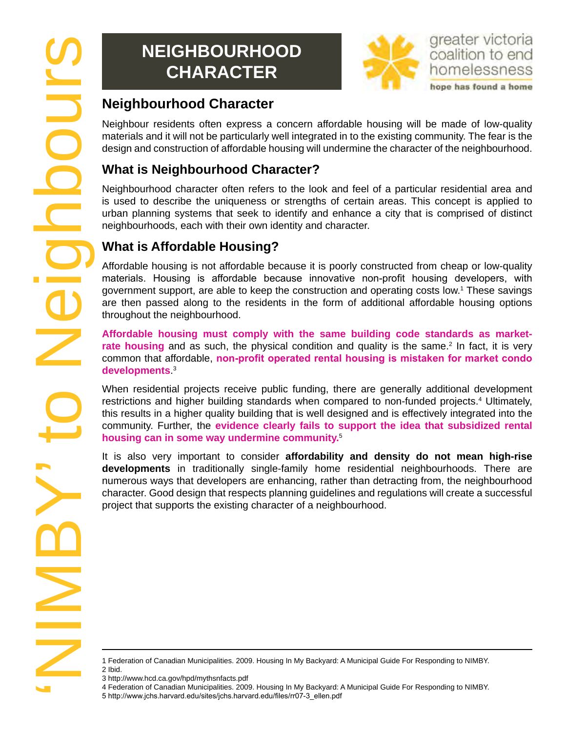# NEIGHBOURHOOD CHARACTER

greater victoria coalition to end homelessness

hope has found a home

## Neighbourhood Character

Neighbour residents often express a concern affordable housing will be made of low-quality materials and it will not be particularly well integrated in to the existing community. The fear is the design and construction of affordable housing will undermine the character of the neighbourhood.

## What is Neighbourhood Character?

Neighbourhood character often refers to the look and feel of a particular residential area and is used to describe the uniqueness or strengths of certain areas. This concept is applied to urban planning systems that seek to identify and enhance a city that is comprised of distinct neighbourhoods, each with their own identity and character.

## What is Affordable Housing?

Affordable housing is not affordable because it is poorly constructed from cheap or low-quality materials. Housing is affordable because innovative non-profit housing developers, with government support, are able to keep the construction and operating costs low.[1] These savings are then passed along to the residents in the form of additional affordable housing options throughout the neighbourhood.

**Affordable housing must comply with the same building code standards as market-rate housing** and as such, the physical condition and quality is the same.[2] In fact, it is very common that affordable, **non-profit operated rental housing is mistaken for market condo developments**.[3]

When residential projects receive public funding, there are generally additional development restrictions and higher building standards when compared to non-funded projects.[4] Ultimately, this results in a higher quality building that is well designed and is effectively integrated into the community. Further, the **evidence clearly fails to support the idea that subsidized rental housing can in some way undermine community.**[5]

It is also very important to consider **affordability and density do not mean high-rise developments** in traditionally single-family home residential neighbourhoods. There are numerous ways that developers are enhancing, rather than detracting from, the neighbourhood character. Good design that respects planning guidelines and regulations will create a successful project that supports the existing character of a neighbourhood.

'NIMBY' to Neighbours

---

1 Federation of Canadian Municipalities. 2009. Housing In My Backyard: A Municipal Guide For Responding to NIMBY.
2 Ibid.
3 http://www.hcd.ca.gov/hpd/mythsnfacts.pdf
4 Federation of Canadian Municipalities. 2009. Housing In My Backyard: A Municipal Guide For Responding to NIMBY.
5 http://www.jchs.harvard.edu/sites/jchs.harvard.edu/files/rr07-3_ellen.pdf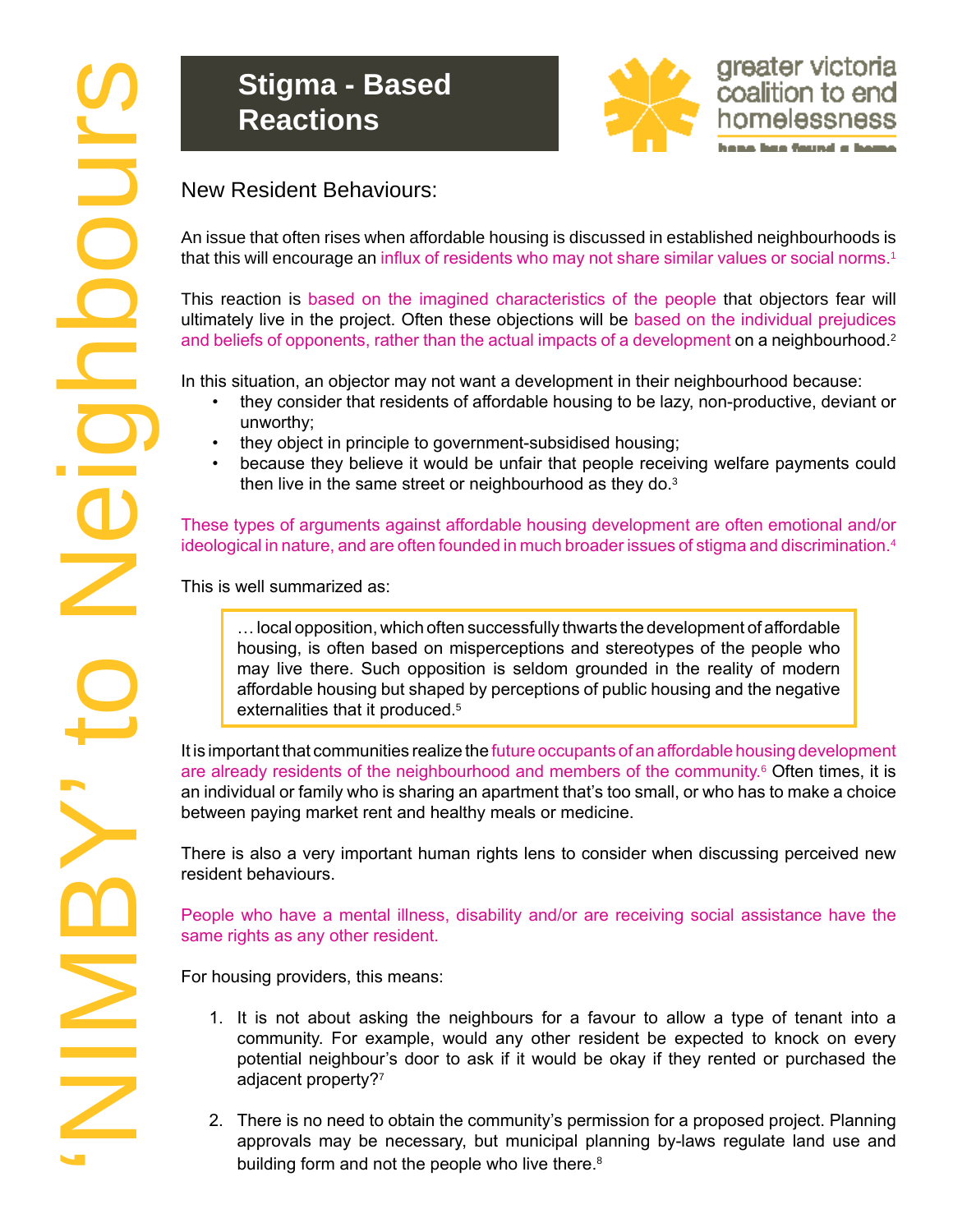# Stigma - Based Reactions

## New Resident Behaviours:

An issue that often rises when affordable housing is discussed in established neighbourhoods is that this will encourage an influx of residents who may not share similar values or social norms.[1]

This reaction is based on the imagined characteristics of the people that objectors fear will ultimately live in the project. Often these objections will be based on the individual prejudices and beliefs of opponents, rather than the actual impacts of a development on a neighbourhood.[2]

In this situation, an objector may not want a development in their neighbourhood because:

- they consider that residents of affordable housing to be lazy, non-productive, deviant or unworthy;
- they object in principle to government-subsidised housing;
- because they believe it would be unfair that people receiving welfare payments could then live in the same street or neighbourhood as they do.[3]

These types of arguments against affordable housing development are often emotional and/or ideological in nature, and are often founded in much broader issues of stigma and discrimination.[4]

This is well summarized as:

> … local opposition, which often successfully thwarts the development of affordable housing, is often based on misperceptions and stereotypes of the people who may live there. Such opposition is seldom grounded in the reality of modern affordable housing but shaped by perceptions of public housing and the negative externalities that it produced.[5]

It is important that communities realize the future occupants of an affordable housing development are already residents of the neighbourhood and members of the community.[6] Often times, it is an individual or family who is sharing an apartment that's too small, or who has to make a choice between paying market rent and healthy meals or medicine.

There is also a very important human rights lens to consider when discussing perceived new resident behaviours.

People who have a mental illness, disability and/or are receiving social assistance have the same rights as any other resident.

For housing providers, this means:

1. It is not about asking the neighbours for a favour to allow a type of tenant into a community. For example, would any other resident be expected to knock on every potential neighbour's door to ask if it would be okay if they rented or purchased the adjacent property?[7]

2. There is no need to obtain the community's permission for a proposed project. Planning approvals may be necessary, but municipal planning by-laws regulate land use and building form and not the people who live there.[8]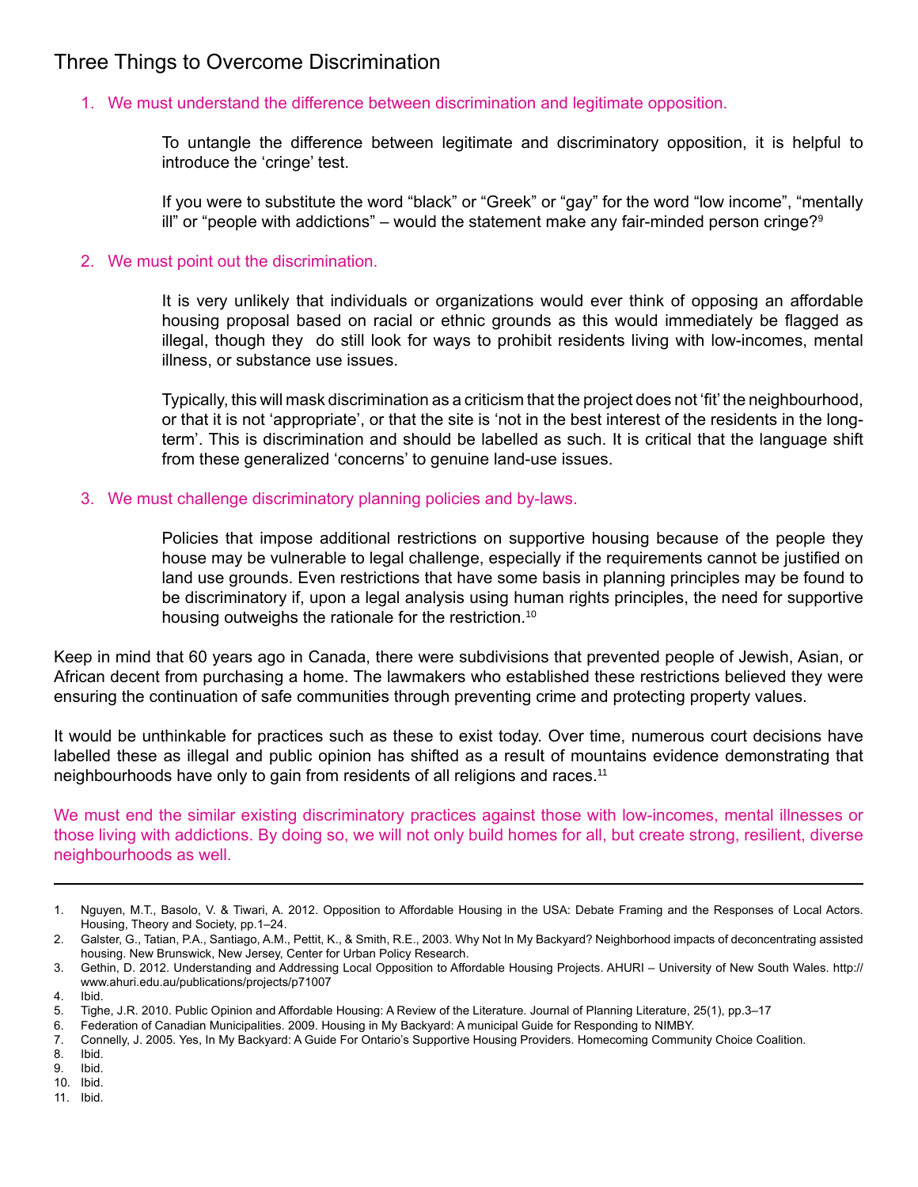## Three Things to Overcome Discrimination

1. We must understand the difference between discrimination and legitimate opposition.

   To untangle the difference between legitimate and discriminatory opposition, it is helpful to introduce the 'cringe' test.

   If you were to substitute the word "black" or "Greek" or "gay" for the word "low income", "mentally ill" or "people with addictions" – would the statement make any fair-minded person cringe?[9]

2. We must point out the discrimination.

   It is very unlikely that individuals or organizations would ever think of opposing an affordable housing proposal based on racial or ethnic grounds as this would immediately be flagged as illegal, though they do still look for ways to prohibit residents living with low-incomes, mental illness, or substance use issues.

   Typically, this will mask discrimination as a criticism that the project does not 'fit' the neighbourhood, or that it is not 'appropriate', or that the site is 'not in the best interest of the residents in the long-term'. This is discrimination and should be labelled as such. It is critical that the language shift from these generalized 'concerns' to genuine land-use issues.

3. We must challenge discriminatory planning policies and by-laws.

   Policies that impose additional restrictions on supportive housing because of the people they house may be vulnerable to legal challenge, especially if the requirements cannot be justified on land use grounds. Even restrictions that have some basis in planning principles may be found to be discriminatory if, upon a legal analysis using human rights principles, the need for supportive housing outweighs the rationale for the restriction.[10]

Keep in mind that 60 years ago in Canada, there were subdivisions that prevented people of Jewish, Asian, or African decent from purchasing a home. The lawmakers who established these restrictions believed they were ensuring the continuation of safe communities through preventing crime and protecting property values.

It would be unthinkable for practices such as these to exist today. Over time, numerous court decisions have labelled these as illegal and public opinion has shifted as a result of mountains evidence demonstrating that neighbourhoods have only to gain from residents of all religions and races.[11]

We must end the similar existing discriminatory practices against those with low-incomes, mental illnesses or those living with addictions. By doing so, we will not only build homes for all, but create strong, resilient, diverse neighbourhoods as well.

---

1. Nguyen, M.T., Basolo, V. & Tiwari, A. 2012. Opposition to Affordable Housing in the USA: Debate Framing and the Responses of Local Actors. Housing, Theory and Society, pp.1–24.
2. Galster, G., Tatian, P.A., Santiago, A.M., Pettit, K., & Smith, R.E., 2003. Why Not In My Backyard? Neighborhood impacts of deconcentrating assisted housing. New Brunswick, New Jersey, Center for Urban Policy Research.
3. Gethin, D. 2012. Understanding and Addressing Local Opposition to Affordable Housing Projects. AHURI – University of New South Wales. http://www.ahuri.edu.au/publications/projects/p71007
4. Ibid.
5. Tighe, J.R. 2010. Public Opinion and Affordable Housing: A Review of the Literature. Journal of Planning Literature, 25(1), pp.3–17
6. Federation of Canadian Municipalities. 2009. Housing in My Backyard: A municipal Guide for Responding to NIMBY.
7. Connelly, J. 2005. Yes, In My Backyard: A Guide For Ontario's Supportive Housing Providers. Homecoming Community Choice Coalition.
8. Ibid.
9. Ibid.
10. Ibid.
11. Ibid.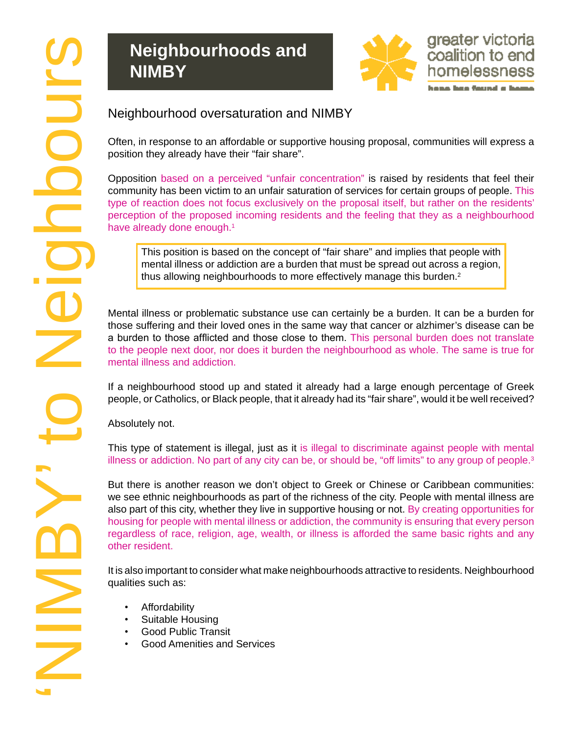# Neighbourhoods and NIMBY

## Neighbourhood oversaturation and NIMBY

Often, in response to an affordable or supportive housing proposal, communities will express a position they already have their "fair share".

Opposition based on a perceived "unfair concentration" is raised by residents that feel their community has been victim to an unfair saturation of services for certain groups of people. This type of reaction does not focus exclusively on the proposal itself, but rather on the residents' perception of the proposed incoming residents and the feeling that they as a neighbourhood have already done enough.[1]

> This position is based on the concept of "fair share" and implies that people with mental illness or addiction are a burden that must be spread out across a region, thus allowing neighbourhoods to more effectively manage this burden.[2]

Mental illness or problematic substance use can certainly be a burden. It can be a burden for those suffering and their loved ones in the same way that cancer or alzhimer's disease can be a burden to those afflicted and those close to them. This personal burden does not translate to the people next door, nor does it burden the neighbourhood as whole. The same is true for mental illness and addiction.

If a neighbourhood stood up and stated it already had a large enough percentage of Greek people, or Catholics, or Black people, that it already had its "fair share", would it be well received?

Absolutely not.

This type of statement is illegal, just as it is illegal to discriminate against people with mental illness or addiction. No part of any city can be, or should be, "off limits" to any group of people.[3]

But there is another reason we don't object to Greek or Chinese or Caribbean communities: we see ethnic neighbourhoods as part of the richness of the city. People with mental illness are also part of this city, whether they live in supportive housing or not. By creating opportunities for housing for people with mental illness or addiction, the community is ensuring that every person regardless of race, religion, age, wealth, or illness is afforded the same basic rights and any other resident.

It is also important to consider what make neighbourhoods attractive to residents. Neighbourhood qualities such as:

- Affordability
- Suitable Housing
- Good Public Transit
- Good Amenities and Services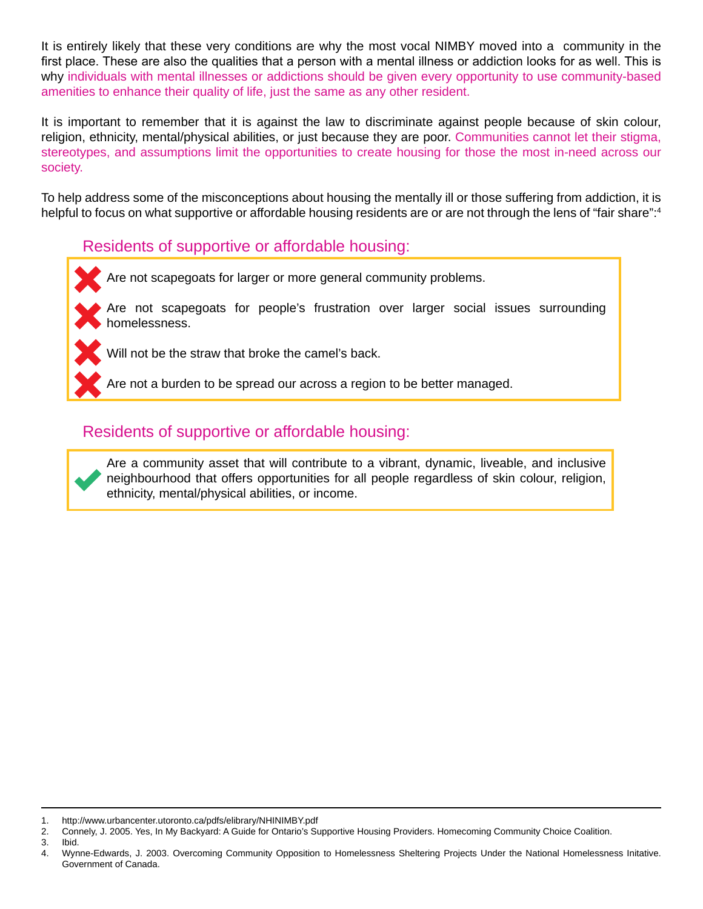It is entirely likely that these very conditions are why the most vocal NIMBY moved into a community in the first place. These are also the qualities that a person with a mental illness or addiction looks for as well. This is why individuals with mental illnesses or addictions should be given every opportunity to use community-based amenities to enhance their quality of life, just the same as any other resident.

It is important to remember that it is against the law to discriminate against people because of skin colour, religion, ethnicity, mental/physical abilities, or just because they are poor. Communities cannot let their stigma, stereotypes, and assumptions limit the opportunities to create housing for those the most in-need across our society.

To help address some of the misconceptions about housing the mentally ill or those suffering from addiction, it is helpful to focus on what supportive or affordable housing residents are or are not through the lens of "fair share":[4]

### Residents of supportive or affordable housing:

- ✗ Are not scapegoats for larger or more general community problems.
- ✗ Are not scapegoats for people's frustration over larger social issues surrounding homelessness.
- ✗ Will not be the straw that broke the camel's back.
- ✗ Are not a burden to be spread our across a region to be better managed.

### Residents of supportive or affordable housing:

- ✓ Are a community asset that will contribute to a vibrant, dynamic, liveable, and inclusive neighbourhood that offers opportunities for all people regardless of skin colour, religion, ethnicity, mental/physical abilities, or income.

---

1. http://www.urbancenter.utoronto.ca/pdfs/elibrary/NHINIMBY.pdf
2. Connely, J. 2005. Yes, In My Backyard: A Guide for Ontario's Supportive Housing Providers. Homecoming Community Choice Coalition.
3. Ibid.
4. Wynne-Edwards, J. 2003. Overcoming Community Opposition to Homelessness Sheltering Projects Under the National Homelessness Initative. Government of Canada.